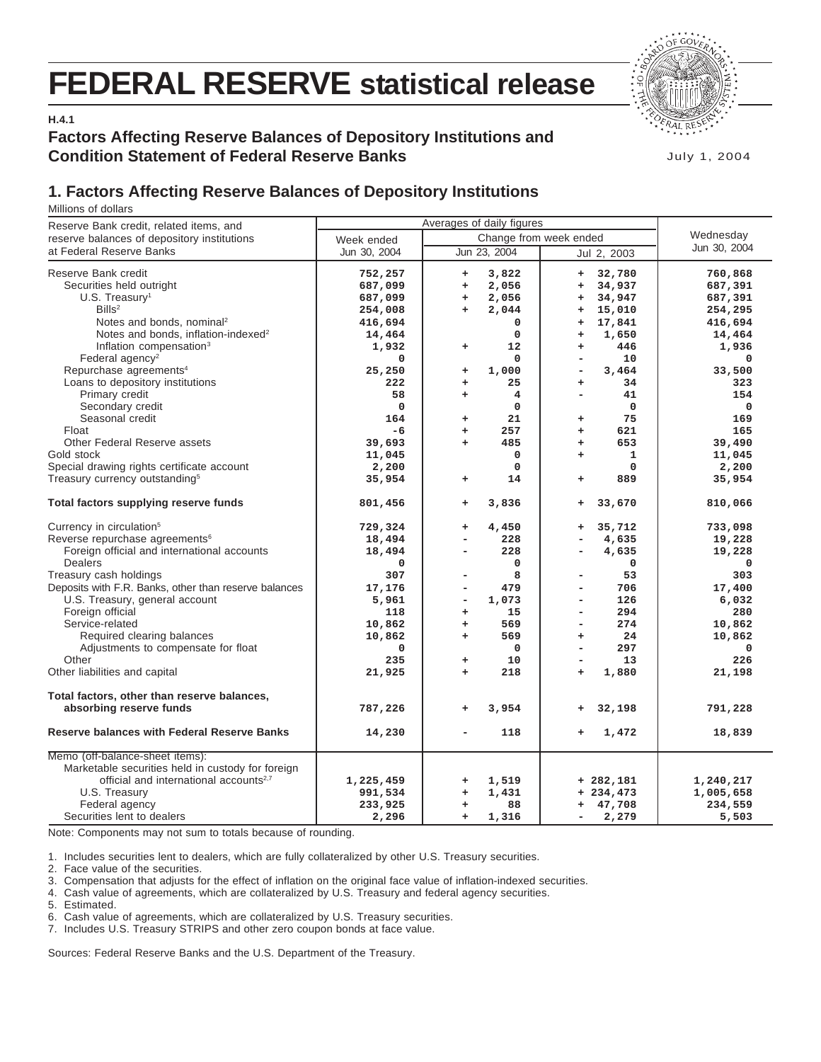# FEDERAL RESERVE statistical release

**H.4.1**

## Factors Affecting Reserve Balances of Depository Institutions and Condition Statement of Federal Reserve Banks

July 1, 2004

## 1. Factors Affecting Reserve Balances of Depository Institutions

Millions of dollars

| Reserve Bank credit, related items, and reserve balances of depository institutions at Federal Reserve Banks | Averages of daily figures | | | Wednesday Jun 30, 2004 |
|---|---|---|---|---|
| | Week ended Jun 30, 2004 | Change from week ended | | |
| | | Jun 23, 2004 | Jul 2, 2003 | |
| Reserve Bank credit | 752,257 | + 3,822 | + 32,780 | 760,868 |
| Securities held outright | 687,099 | + 2,056 | + 34,937 | 687,391 |
| U.S. Treasury[1] | 687,099 | + 2,056 | + 34,947 | 687,391 |
| Bills[2] | 254,008 | + 2,044 | + 15,010 | 254,295 |
| Notes and bonds, nominal[2] | 416,694 | 0 | + 17,841 | 416,694 |
| Notes and bonds, inflation-indexed[2] | 14,464 | 0 | + 1,650 | 14,464 |
| Inflation compensation[3] | 1,932 | + 12 | + 446 | 1,936 |
| Federal agency[2] | 0 | 0 | - 10 | 0 |
| Repurchase agreements[4] | 25,250 | + 1,000 | - 3,464 | 33,500 |
| Loans to depository institutions | 222 | + 25 | + 34 | 323 |
| Primary credit | 58 | + 4 | - 41 | 154 |
| Secondary credit | 0 | 0 | 0 | 0 |
| Seasonal credit | 164 | + 21 | + 75 | 169 |
| Float | -6 | + 257 | + 621 | 165 |
| Other Federal Reserve assets | 39,693 | + 485 | + 653 | 39,490 |
| Gold stock | 11,045 | 0 | + 1 | 11,045 |
| Special drawing rights certificate account | 2,200 | 0 | 0 | 2,200 |
| Treasury currency outstanding[5] | 35,954 | + 14 | + 889 | 35,954 |
| **Total factors supplying reserve funds** | 801,456 | + 3,836 | + 33,670 | 810,066 |
| Currency in circulation[5] | 729,324 | + 4,450 | + 35,712 | 733,098 |
| Reverse repurchase agreements[6] | 18,494 | - 228 | - 4,635 | 19,228 |
| Foreign official and international accounts | 18,494 | - 228 | - 4,635 | 19,228 |
| Dealers | 0 | 0 | 0 | 0 |
| Treasury cash holdings | 307 | - 8 | - 53 | 303 |
| Deposits with F.R. Banks, other than reserve balances | 17,176 | - 479 | - 706 | 17,400 |
| U.S. Treasury, general account | 5,961 | - 1,073 | - 126 | 6,032 |
| Foreign official | 118 | + 15 | - 294 | 280 |
| Service-related | 10,862 | + 569 | - 274 | 10,862 |
| Required clearing balances | 10,862 | + 569 | + 24 | 10,862 |
| Adjustments to compensate for float | 0 | 0 | - 297 | 0 |
| Other | 235 | + 10 | - 13 | 226 |
| Other liabilities and capital | 21,925 | + 218 | + 1,880 | 21,198 |
| **Total factors, other than reserve balances, absorbing reserve funds** | 787,226 | + 3,954 | + 32,198 | 791,228 |
| **Reserve balances with Federal Reserve Banks** | 14,230 | - 118 | + 1,472 | 18,839 |
| Memo (off-balance-sheet items): | | | | |
| Marketable securities held in custody for foreign official and international accounts[2,7] | 1,225,459 | + 1,519 | + 282,181 | 1,240,217 |
| U.S. Treasury | 991,534 | + 1,431 | + 234,473 | 1,005,658 |
| Federal agency | 233,925 | + 88 | + 47,708 | 234,559 |
| Securities lent to dealers | 2,296 | + 1,316 | - 2,279 | 5,503 |

Note: Components may not sum to totals because of rounding.

1. Includes securities lent to dealers, which are fully collateralized by other U.S. Treasury securities.
2. Face value of the securities.
3. Compensation that adjusts for the effect of inflation on the original face value of inflation-indexed securities.
4. Cash value of agreements, which are collateralized by U.S. Treasury and federal agency securities.
5. Estimated.
6. Cash value of agreements, which are collateralized by U.S. Treasury securities.
7. Includes U.S. Treasury STRIPS and other zero coupon bonds at face value.

Sources: Federal Reserve Banks and the U.S. Department of the Treasury.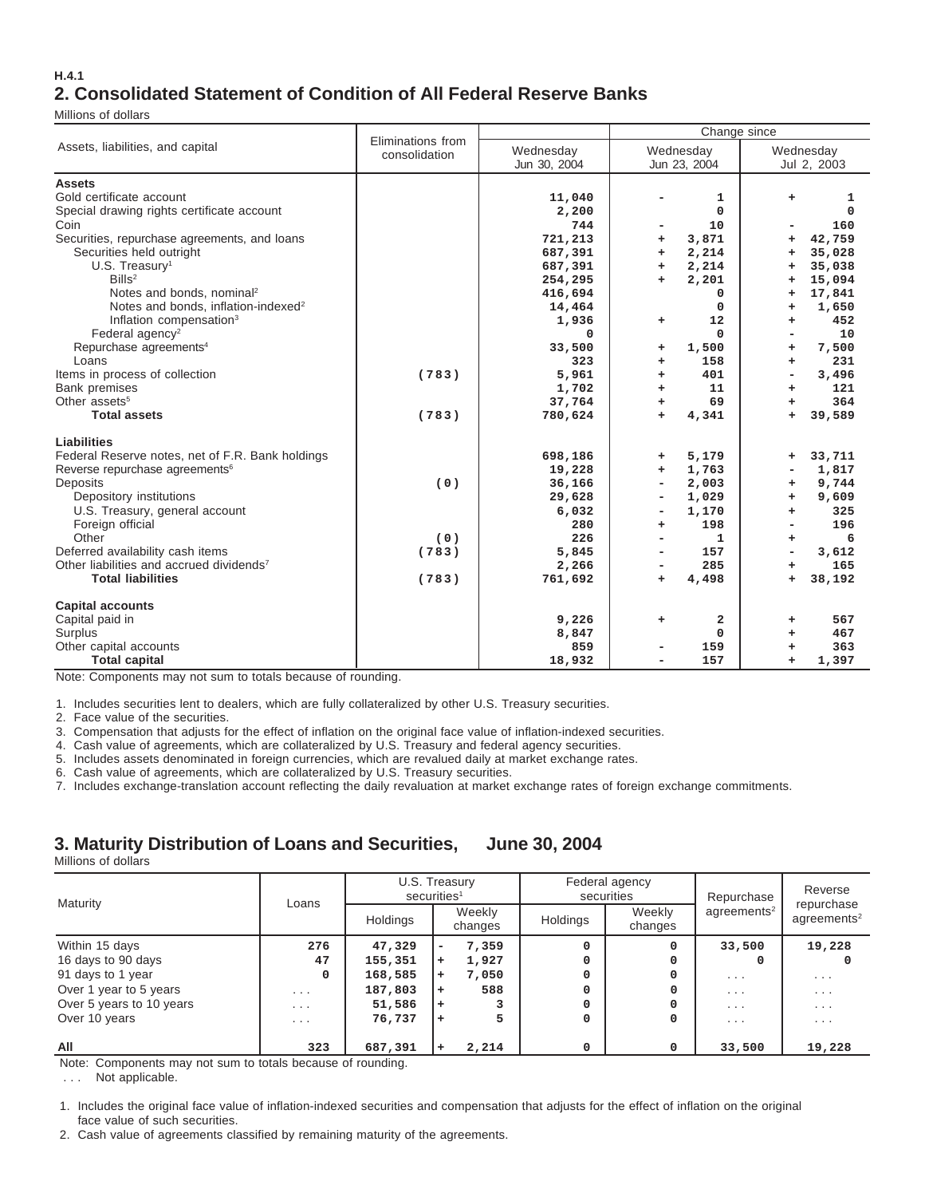H.4.1

## 2. Consolidated Statement of Condition of All Federal Reserve Banks

Millions of dollars

| Assets, liabilities, and capital | Eliminations from consolidation | Wednesday Jun 30, 2004 | Change since Wednesday Jun 23, 2004 | Change since Wednesday Jul 2, 2003 |
|---|---|---|---|---|
| **Assets** | | | | |
| Gold certificate account | | 11,040 | - 1 | + 1 |
| Special drawing rights certificate account | | 2,200 | 0 | 0 |
| Coin | | 744 | - 10 | - 160 |
| Securities, repurchase agreements, and loans | | 721,213 | + 3,871 | + 42,759 |
| Securities held outright | | 687,391 | + 2,214 | + 35,028 |
| U.S. Treasury[1] | | 687,391 | + 2,214 | + 35,038 |
| Bills[2] | | 254,295 | + 2,201 | + 15,094 |
| Notes and bonds, nominal[2] | | 416,694 | 0 | + 17,841 |
| Notes and bonds, inflation-indexed[2] | | 14,464 | 0 | + 1,650 |
| Inflation compensation[3] | | 1,936 | + 12 | + 452 |
| Federal agency[2] | | 0 | 0 | - 10 |
| Repurchase agreements[4] | | 33,500 | + 1,500 | + 7,500 |
| Loans | | 323 | + 158 | + 231 |
| Items in process of collection | (783) | 5,961 | + 401 | - 3,496 |
| Bank premises | | 1,702 | + 11 | + 121 |
| Other assets[5] | | 37,764 | + 69 | + 364 |
| **Total assets** | (783) | 780,624 | + 4,341 | + 39,589 |
| **Liabilities** | | | | |
| Federal Reserve notes, net of F.R. Bank holdings | | 698,186 | + 5,179 | + 33,711 |
| Reverse repurchase agreements[6] | | 19,228 | + 1,763 | - 1,817 |
| Deposits | (0) | 36,166 | - 2,003 | + 9,744 |
| Depository institutions | | 29,628 | - 1,029 | + 9,609 |
| U.S. Treasury, general account | | 6,032 | - 1,170 | + 325 |
| Foreign official | | 280 | + 198 | - 196 |
| Other | (0) | 226 | - 1 | + 6 |
| Deferred availability cash items | (783) | 5,845 | - 157 | - 3,612 |
| Other liabilities and accrued dividends[7] | | 2,266 | - 285 | + 165 |
| **Total liabilities** | (783) | 761,692 | + 4,498 | + 38,192 |
| **Capital accounts** | | | | |
| Capital paid in | | 9,226 | + 2 | + 567 |
| Surplus | | 8,847 | 0 | + 467 |
| Other capital accounts | | 859 | - 159 | + 363 |
| **Total capital** | | 18,932 | - 157 | + 1,397 |

Note: Components may not sum to totals because of rounding.

1. Includes securities lent to dealers, which are fully collateralized by other U.S. Treasury securities.
2. Face value of the securities.
3. Compensation that adjusts for the effect of inflation on the original face value of inflation-indexed securities.
4. Cash value of agreements, which are collateralized by U.S. Treasury and federal agency securities.
5. Includes assets denominated in foreign currencies, which are revalued daily at market exchange rates.
6. Cash value of agreements, which are collateralized by U.S. Treasury securities.
7. Includes exchange-translation account reflecting the daily revaluation at market exchange rates of foreign exchange commitments.

## 3. Maturity Distribution of Loans and Securities, June 30, 2004

Millions of dollars

| Maturity | Loans | U.S. Treasury securities[1] | | Federal agency securities | | Repurchase agreements[2] | Reverse repurchase agreements[2] |
|---|---|---|---|---|---|---|---|
| | | Holdings | Weekly changes | Holdings | Weekly changes | | |
| Within 15 days | 276 | 47,329 | - 7,359 | 0 | 0 | 33,500 | 19,228 |
| 16 days to 90 days | 47 | 155,351 | + 1,927 | 0 | 0 | 0 | 0 |
| 91 days to 1 year | 0 | 168,585 | + 7,050 | 0 | 0 | ... | ... |
| Over 1 year to 5 years | ... | 187,803 | + 588 | 0 | 0 | ... | ... |
| Over 5 years to 10 years | ... | 51,586 | + 3 | 0 | 0 | ... | ... |
| Over 10 years | ... | 76,737 | + 5 | 0 | 0 | ... | ... |
| All | 323 | 687,391 | + 2,214 | 0 | 0 | 33,500 | 19,228 |

Note: Components may not sum to totals because of rounding.

... Not applicable.

1. Includes the original face value of inflation-indexed securities and compensation that adjusts for the effect of inflation on the original face value of such securities.
2. Cash value of agreements classified by remaining maturity of the agreements.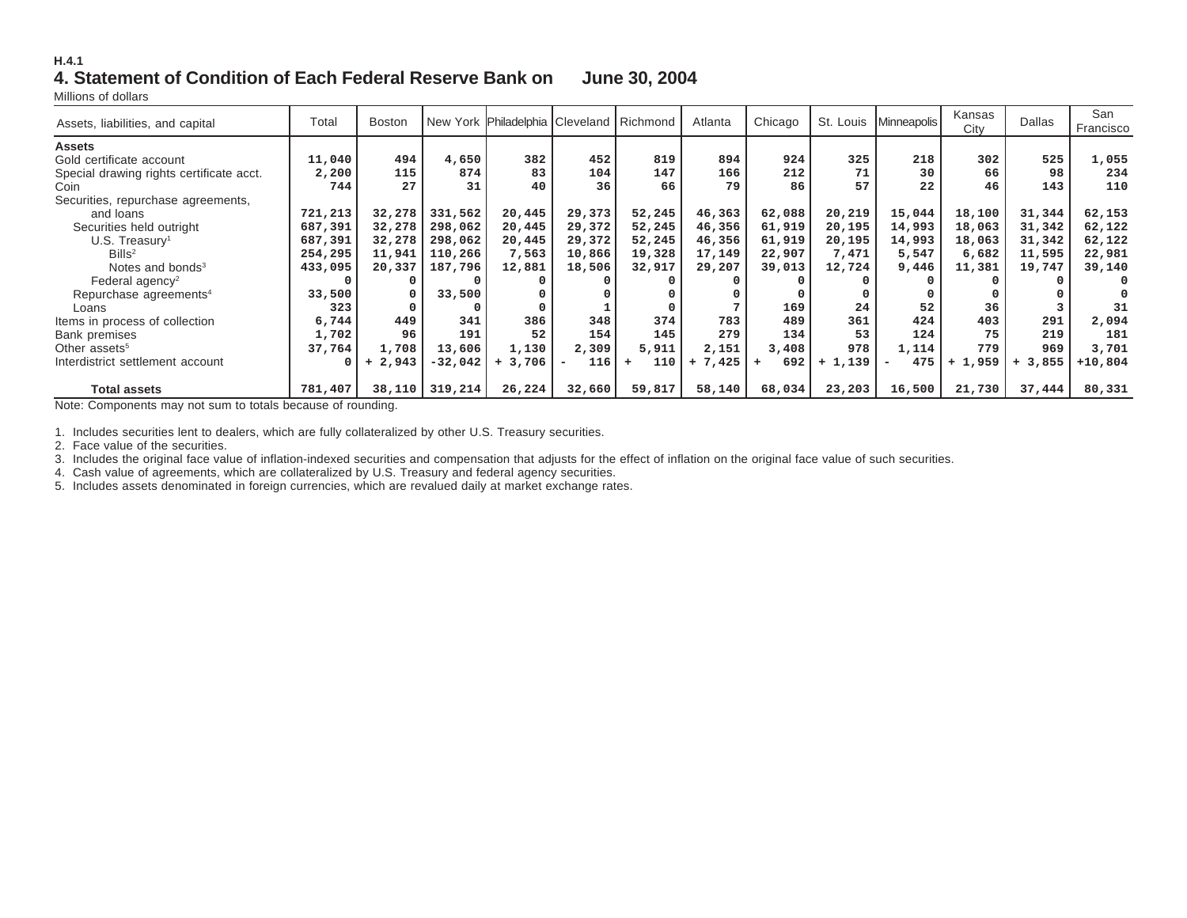H.4.1

# 4. Statement of Condition of Each Federal Reserve Bank on June 30, 2004

Millions of dollars

| Assets, liabilities, and capital | Total | Boston | New York | Philadelphia | Cleveland | Richmond | Atlanta | Chicago | St. Louis | Minneapolis | Kansas City | Dallas | San Francisco |
|---|---|---|---|---|---|---|---|---|---|---|---|---|---|
| **Assets** | | | | | | | | | | | | | |
| Gold certificate account | 11,040 | 494 | 4,650 | 382 | 452 | 819 | 894 | 924 | 325 | 218 | 302 | 525 | 1,055 |
| Special drawing rights certificate acct. | 2,200 | 115 | 874 | 83 | 104 | 147 | 166 | 212 | 71 | 30 | 66 | 98 | 234 |
| Coin | 744 | 27 | 31 | 40 | 36 | 66 | 79 | 86 | 57 | 22 | 46 | 143 | 110 |
| Securities, repurchase agreements, and loans | 721,213 | 32,278 | 331,562 | 20,445 | 29,373 | 52,245 | 46,363 | 62,088 | 20,219 | 15,044 | 18,100 | 31,344 | 62,153 |
| Securities held outright | 687,391 | 32,278 | 298,062 | 20,445 | 29,372 | 52,245 | 46,356 | 61,919 | 20,195 | 14,993 | 18,063 | 31,342 | 62,122 |
| U.S. Treasury[1] | 687,391 | 32,278 | 298,062 | 20,445 | 29,372 | 52,245 | 46,356 | 61,919 | 20,195 | 14,993 | 18,063 | 31,342 | 62,122 |
| Bills[2] | 254,295 | 11,941 | 110,266 | 7,563 | 10,866 | 19,328 | 17,149 | 22,907 | 7,471 | 5,547 | 6,682 | 11,595 | 22,981 |
| Notes and bonds[3] | 433,095 | 20,337 | 187,796 | 12,881 | 18,506 | 32,917 | 29,207 | 39,013 | 12,724 | 9,446 | 11,381 | 19,747 | 39,140 |
| Federal agency[2] | 0 | 0 | 0 | 0 | 0 | 0 | 0 | 0 | 0 | 0 | 0 | 0 | 0 |
| Repurchase agreements[4] | 33,500 | 0 | 33,500 | 0 | 0 | 0 | 0 | 0 | 0 | 0 | 0 | 0 | 0 |
| Loans | 323 | 0 | 0 | 0 | 1 | 0 | 7 | 169 | 24 | 52 | 36 | 3 | 31 |
| Items in process of collection | 6,744 | 449 | 341 | 386 | 348 | 374 | 783 | 489 | 361 | 424 | 403 | 291 | 2,094 |
| Bank premises | 1,702 | 96 | 191 | 52 | 154 | 145 | 279 | 134 | 53 | 124 | 75 | 219 | 181 |
| Other assets[5] | 37,764 | 1,708 | 13,606 | 1,130 | 2,309 | 5,911 | 2,151 | 3,408 | 978 | 1,114 | 779 | 969 | 3,701 |
| Interdistrict settlement account | 0 | + 2,943 | -32,042 | + 3,706 | - 116 | + 110 | + 7,425 | + 692 | + 1,139 | - 475 | + 1,959 | + 3,855 | +10,804 |
| **Total assets** | 781,407 | 38,110 | 319,214 | 26,224 | 32,660 | 59,817 | 58,140 | 68,034 | 23,203 | 16,500 | 21,730 | 37,444 | 80,331 |

Note: Components may not sum to totals because of rounding.

1. Includes securities lent to dealers, which are fully collateralized by other U.S. Treasury securities.
2. Face value of the securities.
3. Includes the original face value of inflation-indexed securities and compensation that adjusts for the effect of inflation on the original face value of such securities.
4. Cash value of agreements, which are collateralized by U.S. Treasury and federal agency securities.
5. Includes assets denominated in foreign currencies, which are revalued daily at market exchange rates.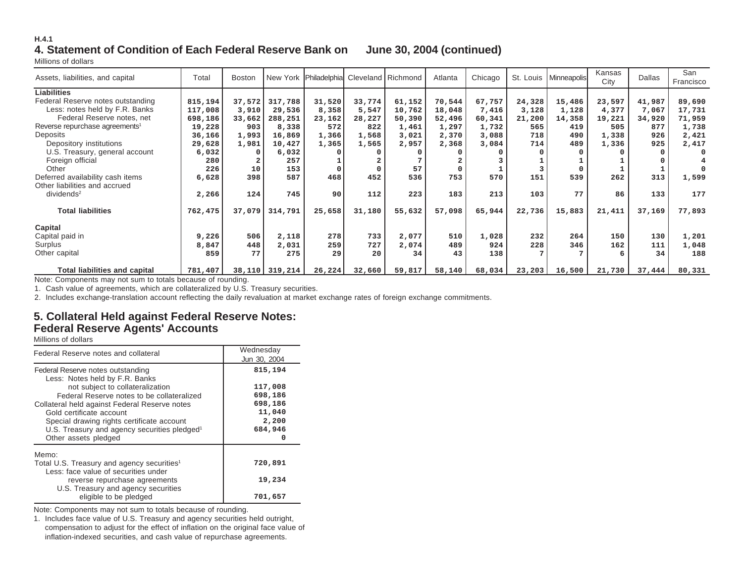H.4.1

## 4. Statement of Condition of Each Federal Reserve Bank on June 30, 2004 (continued)

Millions of dollars

| Assets, liabilities, and capital | Total | Boston | New York | Philadelphia | Cleveland | Richmond | Atlanta | Chicago | St. Louis | Minneapolis | Kansas City | Dallas | San Francisco |
|---|---|---|---|---|---|---|---|---|---|---|---|---|---|
| **Liabilities** | | | | | | | | | | | | | |
| Federal Reserve notes outstanding | 815,194 | 37,572 | 317,788 | 31,520 | 33,774 | 61,152 | 70,544 | 67,757 | 24,328 | 15,486 | 23,597 | 41,987 | 89,690 |
| Less: notes held by F.R. Banks | 117,008 | 3,910 | 29,536 | 8,358 | 5,547 | 10,762 | 18,048 | 7,416 | 3,128 | 1,128 | 4,377 | 7,067 | 17,731 |
| Federal Reserve notes, net | 698,186 | 33,662 | 288,251 | 23,162 | 28,227 | 50,390 | 52,496 | 60,341 | 21,200 | 14,358 | 19,221 | 34,920 | 71,959 |
| Reverse repurchase agreements[1] | 19,228 | 903 | 8,338 | 572 | 822 | 1,461 | 1,297 | 1,732 | 565 | 419 | 505 | 877 | 1,738 |
| Deposits | 36,166 | 1,993 | 16,869 | 1,366 | 1,568 | 3,021 | 2,370 | 3,088 | 718 | 490 | 1,338 | 926 | 2,421 |
| Depository institutions | 29,628 | 1,981 | 10,427 | 1,365 | 1,565 | 2,957 | 2,368 | 3,084 | 714 | 489 | 1,336 | 925 | 2,417 |
| U.S. Treasury, general account | 6,032 | 0 | 6,032 | 0 | 0 | 0 | 0 | 0 | 0 | 0 | 0 | 0 | 0 |
| Foreign official | 280 | 2 | 257 | 1 | 2 | 7 | 2 | 3 | 1 | 1 | 1 | 0 | 4 |
| Other | 226 | 10 | 153 | 0 | 0 | 57 | 0 | 1 | 3 | 0 | 1 | 1 | 0 |
| Deferred availability cash items | 6,628 | 398 | 587 | 468 | 452 | 536 | 753 | 570 | 151 | 539 | 262 | 313 | 1,599 |
| Other liabilities and accrued dividends[2] | 2,266 | 124 | 745 | 90 | 112 | 223 | 183 | 213 | 103 | 77 | 86 | 133 | 177 |
| **Total liabilities** | 762,475 | 37,079 | 314,791 | 25,658 | 31,180 | 55,632 | 57,098 | 65,944 | 22,736 | 15,883 | 21,411 | 37,169 | 77,893 |
| **Capital** | | | | | | | | | | | | | |
| Capital paid in | 9,226 | 506 | 2,118 | 278 | 733 | 2,077 | 510 | 1,028 | 232 | 264 | 150 | 130 | 1,201 |
| Surplus | 8,847 | 448 | 2,031 | 259 | 727 | 2,074 | 489 | 924 | 228 | 346 | 162 | 111 | 1,048 |
| Other capital | 859 | 77 | 275 | 29 | 20 | 34 | 43 | 138 | 7 | 7 | 6 | 34 | 188 |
| **Total liabilities and capital** | 781,407 | 38,110 | 319,214 | 26,224 | 32,660 | 59,817 | 58,140 | 68,034 | 23,203 | 16,500 | 21,730 | 37,444 | 80,331 |

Note: Components may not sum to totals because of rounding.

1. Cash value of agreements, which are collateralized by U.S. Treasury securities.
2. Includes exchange-translation account reflecting the daily revaluation at market exchange rates of foreign exchange commitments.

## 5. Collateral Held against Federal Reserve Notes: Federal Reserve Agents' Accounts

Millions of dollars

| Federal Reserve notes and collateral | Wednesday Jun 30, 2004 |
|---|---|
| Federal Reserve notes outstanding | 815,194 |
| Less: Notes held by F.R. Banks not subject to collateralization | 117,008 |
| Federal Reserve notes to be collateralized | 698,186 |
| Collateral held against Federal Reserve notes | 698,186 |
| Gold certificate account | 11,040 |
| Special drawing rights certificate account | 2,200 |
| U.S. Treasury and agency securities pledged[1] | 684,946 |
| Other assets pledged | 0 |
| Memo: | |
| Total U.S. Treasury and agency securities[1] | 720,891 |
| Less: face value of securities under reverse repurchase agreements | 19,234 |
| U.S. Treasury and agency securities eligible to be pledged | 701,657 |

Note: Components may not sum to totals because of rounding.

1. Includes face value of U.S. Treasury and agency securities held outright, compensation to adjust for the effect of inflation on the original face value of inflation-indexed securities, and cash value of repurchase agreements.